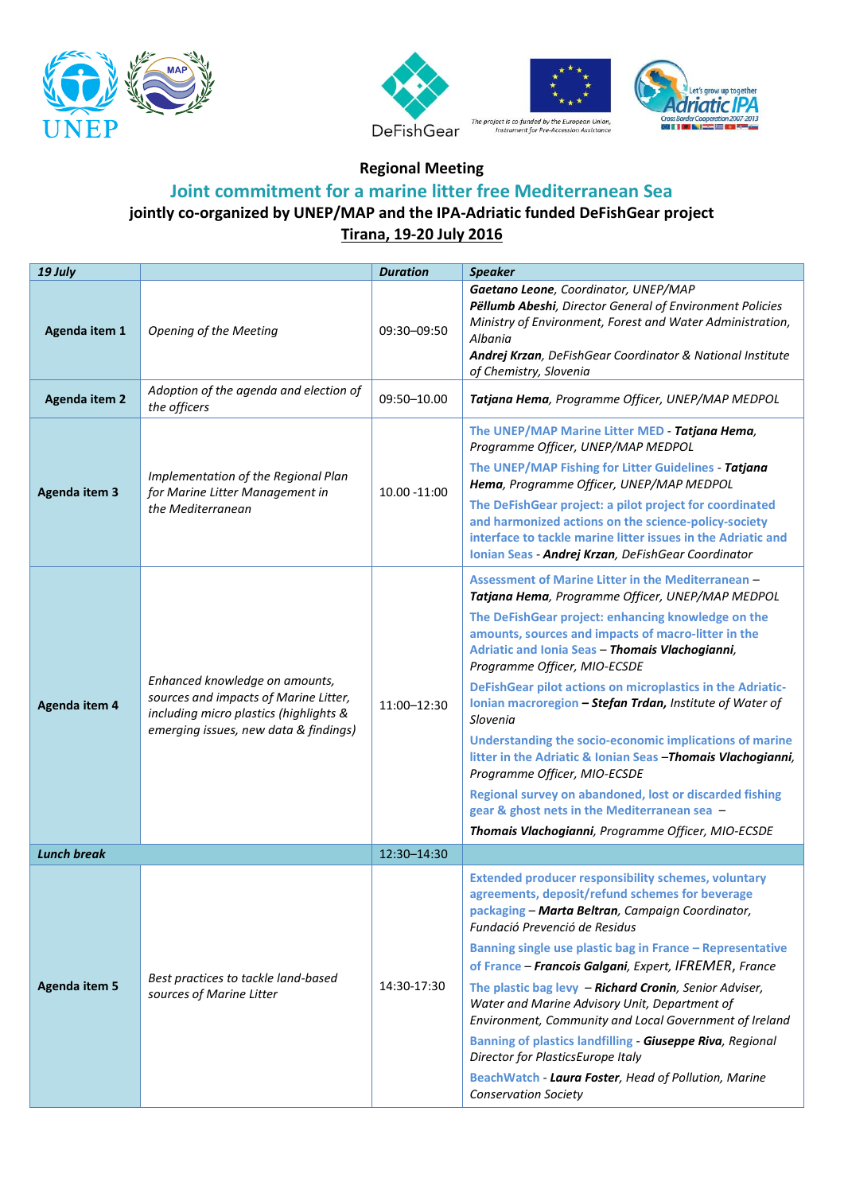The project is co-funded by the European Union, Instrument for Pre-Accession Assistance

**Regional Meeting**

## Joint commitment for a marine litter free Mediterranean Sea

**jointly co-organized by UNEP/MAP and the IPA-Adriatic funded DeFishGear project**

**Tirana, 19-20 July 2016**

| *19 July* | | *Duration* | *Speaker* |
|---|---|---|---|
| **Agenda item 1** | *Opening of the Meeting* | 09:30–09:50 | ***Gaetano Leone****, Coordinator, UNEP/MAP*<br>***Pëllumb Abeshi****, Director General of Environment Policies Ministry of Environment, Forest and Water Administration, Albania*<br>***Andrej Krzan****, DeFishGear Coordinator & National Institute of Chemistry, Slovenia* |
| **Agenda item 2** | *Adoption of the agenda and election of the officers* | 09:50–10.00 | ***Tatjana Hema****, Programme Officer, UNEP/MAP MEDPOL* |
| **Agenda item 3** | *Implementation of the Regional Plan for Marine Litter Management in the Mediterranean* | 10.00 -11:00 | **The UNEP/MAP Marine Litter MED** - ***Tatjana Hema****, Programme Officer, UNEP/MAP MEDPOL*<br>**The UNEP/MAP Fishing for Litter Guidelines** - ***Tatjana Hema****, Programme Officer, UNEP/MAP MEDPOL*<br>**The DeFishGear project: a pilot project for coordinated and harmonized actions on the science-policy-society interface to tackle marine litter issues in the Adriatic and Ionian Seas** - ***Andrej Krzan****, DeFishGear Coordinator* |
| **Agenda item 4** | *Enhanced knowledge on amounts, sources and impacts of Marine Litter, including micro plastics (highlights & emerging issues, new data & findings)* | 11:00–12:30 | **Assessment of Marine Litter in the Mediterranean** – ***Tatjana Hema****, Programme Officer, UNEP/MAP MEDPOL*<br>**The DeFishGear project: enhancing knowledge on the amounts, sources and impacts of macro-litter in the Adriatic and Ionia Seas** – ***Thomais Vlachogianni****, Programme Officer, MIO-ECSDE*<br>**DeFishGear pilot actions on microplastics in the Adriatic-Ionian macroregion – *Stefan Trdan****, Institute of Water of Slovenia*<br>**Understanding the socio-economic implications of marine litter in the Adriatic & Ionian Seas** –***Thomais Vlachogianni****, Programme Officer, MIO-ECSDE*<br>**Regional survey on abandoned, lost or discarded fishing gear & ghost nets in the Mediterranean sea** –<br>***Thomais Vlachogianni****, Programme Officer, MIO-ECSDE* |
| ***Lunch break*** | | 12:30–14:30 | |
| **Agenda item 5** | *Best practices to tackle land-based sources of Marine Litter* | 14:30-17:30 | **Extended producer responsibility schemes, voluntary agreements, deposit/refund schemes for beverage packaging** – ***Marta Beltran****, Campaign Coordinator, Fundació Prevenció de Residus*<br>**Banning single use plastic bag in France – Representative of France** – ***Francois Galgani****, Expert, IFREMER, France*<br>**The plastic bag levy** – ***Richard Cronin****, Senior Adviser, Water and Marine Advisory Unit, Department of Environment, Community and Local Government of Ireland*<br>**Banning of plastics landfilling** - ***Giuseppe Riva****, Regional Director for PlasticsEurope Italy*<br>**BeachWatch** - ***Laura Foster****, Head of Pollution, Marine Conservation Society* |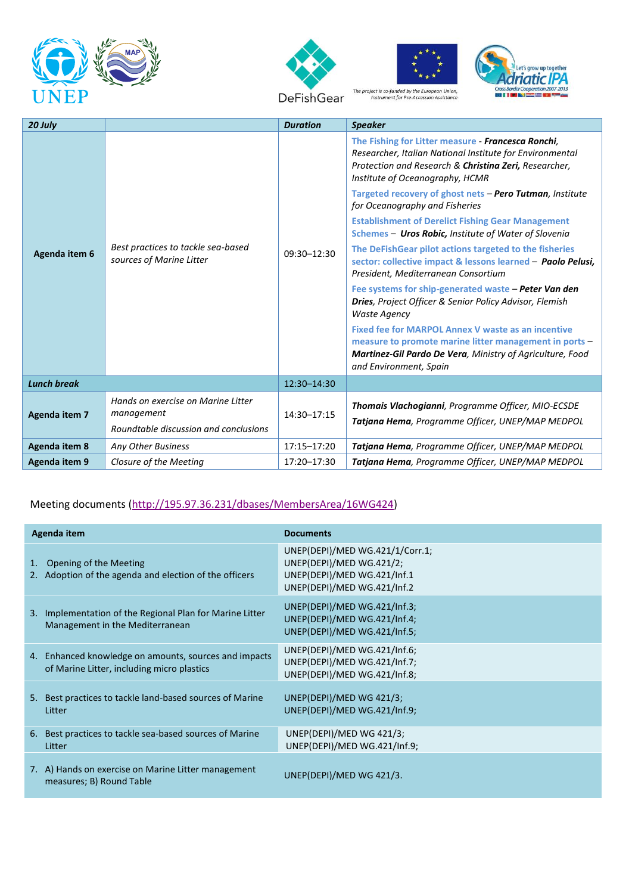| *20 July* | | *Duration* | *Speaker* |
|---|---|---|---|
| **Agenda item 6** | *Best practices to tackle sea-based sources of Marine Litter* | 09:30–12:30 | The Fishing for Litter measure - ***Francesca Ronchi***, *Researcher, Italian National Institute for Environmental Protection and Research &* ***Christina Zeri,*** *Researcher, Institute of Oceanography, HCMR*<br>Targeted recovery of ghost nets – ***Pero Tutman***, *Institute for Oceanography and Fisheries*<br>Establishment of Derelict Fishing Gear Management Schemes – ***Uros Robic,*** *Institute of Water of Slovenia*<br>The DeFishGear pilot actions targeted to the fisheries sector: collective impact & lessons learned – ***Paolo Pelusi,*** *President, Mediterranean Consortium*<br>Fee systems for ship-generated waste – ***Peter Van den Dries***, *Project Officer & Senior Policy Advisor, Flemish Waste Agency*<br>Fixed fee for MARPOL Annex V waste as an incentive measure to promote marine litter management in ports – ***Martinez-Gil Pardo De Vera***, *Ministry of Agriculture, Food and Environment, Spain* |
| ***Lunch break*** | | 12:30–14:30 | |
| **Agenda item 7** | *Hands on exercise on Marine Litter management*<br>*Roundtable discussion and conclusions* | 14:30–17:15 | ***Thomais Vlachogianni***, *Programme Officer, MIO-ECSDE*<br>***Tatjana Hema***, *Programme Officer, UNEP/MAP MEDPOL* |
| **Agenda item 8** | *Any Other Business* | 17:15–17:20 | ***Tatjana Hema***, *Programme Officer, UNEP/MAP MEDPOL* |
| **Agenda item 9** | *Closure of the Meeting* | 17:20–17:30 | ***Tatjana Hema***, *Programme Officer, UNEP/MAP MEDPOL* |

Meeting documents (http://195.97.36.231/dbases/MembersArea/16WG424)

| Agenda item | Documents |
|---|---|
| 1. Opening of the Meeting<br>2. Adoption of the agenda and election of the officers | UNEP(DEPI)/MED WG.421/1/Corr.1;<br>UNEP(DEPI)/MED WG.421/2;<br>UNEP(DEPI)/MED WG.421/Inf.1<br>UNEP(DEPI)/MED WG.421/Inf.2 |
| 3. Implementation of the Regional Plan for Marine Litter Management in the Mediterranean | UNEP(DEPI)/MED WG.421/Inf.3;<br>UNEP(DEPI)/MED WG.421/Inf.4;<br>UNEP(DEPI)/MED WG.421/Inf.5; |
| 4. Enhanced knowledge on amounts, sources and impacts of Marine Litter, including micro plastics | UNEP(DEPI)/MED WG.421/Inf.6;<br>UNEP(DEPI)/MED WG.421/Inf.7;<br>UNEP(DEPI)/MED WG.421/Inf.8; |
| 5. Best practices to tackle land-based sources of Marine Litter | UNEP(DEPI)/MED WG 421/3;<br>UNEP(DEPI)/MED WG.421/Inf.9; |
| 6. Best practices to tackle sea-based sources of Marine Litter | UNEP(DEPI)/MED WG 421/3;<br>UNEP(DEPI)/MED WG.421/Inf.9; |
| 7. A) Hands on exercise on Marine Litter management measures; B) Round Table | UNEP(DEPI)/MED WG 421/3. |